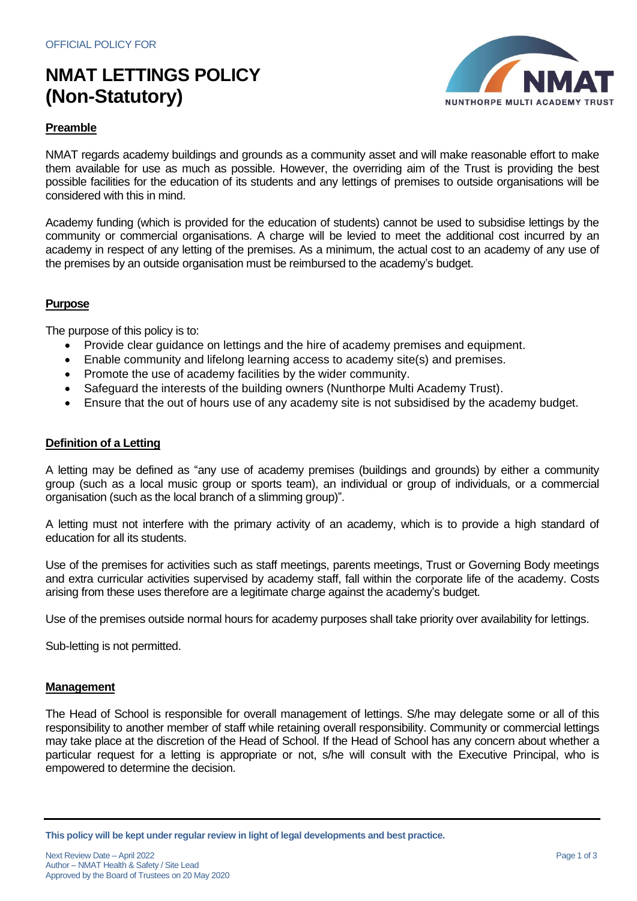OFFICIAL POLICY FOR

# NMAT LETTINGS POLICY (Non-Statutory)

## Preamble

NMAT regards academy buildings and grounds as a community asset and will make reasonable effort to make them available for use as much as possible. However, the overriding aim of the Trust is providing the best possible facilities for the education of its students and any lettings of premises to outside organisations will be considered with this in mind.

Academy funding (which is provided for the education of students) cannot be used to subsidise lettings by the community or commercial organisations. A charge will be levied to meet the additional cost incurred by an academy in respect of any letting of the premises. As a minimum, the actual cost to an academy of any use of the premises by an outside organisation must be reimbursed to the academy's budget.

## Purpose

The purpose of this policy is to:

- Provide clear guidance on lettings and the hire of academy premises and equipment.
- Enable community and lifelong learning access to academy site(s) and premises.
- Promote the use of academy facilities by the wider community.
- Safeguard the interests of the building owners (Nunthorpe Multi Academy Trust).
- Ensure that the out of hours use of any academy site is not subsidised by the academy budget.

## Definition of a Letting

A letting may be defined as "any use of academy premises (buildings and grounds) by either a community group (such as a local music group or sports team), an individual or group of individuals, or a commercial organisation (such as the local branch of a slimming group)".

A letting must not interfere with the primary activity of an academy, which is to provide a high standard of education for all its students.

Use of the premises for activities such as staff meetings, parents meetings, Trust or Governing Body meetings and extra curricular activities supervised by academy staff, fall within the corporate life of the academy. Costs arising from these uses therefore are a legitimate charge against the academy's budget.

Use of the premises outside normal hours for academy purposes shall take priority over availability for lettings.

Sub-letting is not permitted.

## Management

The Head of School is responsible for overall management of lettings. S/he may delegate some or all of this responsibility to another member of staff while retaining overall responsibility. Community or commercial lettings may take place at the discretion of the Head of School. If the Head of School has any concern about whether a particular request for a letting is appropriate or not, s/he will consult with the Executive Principal, who is empowered to determine the decision.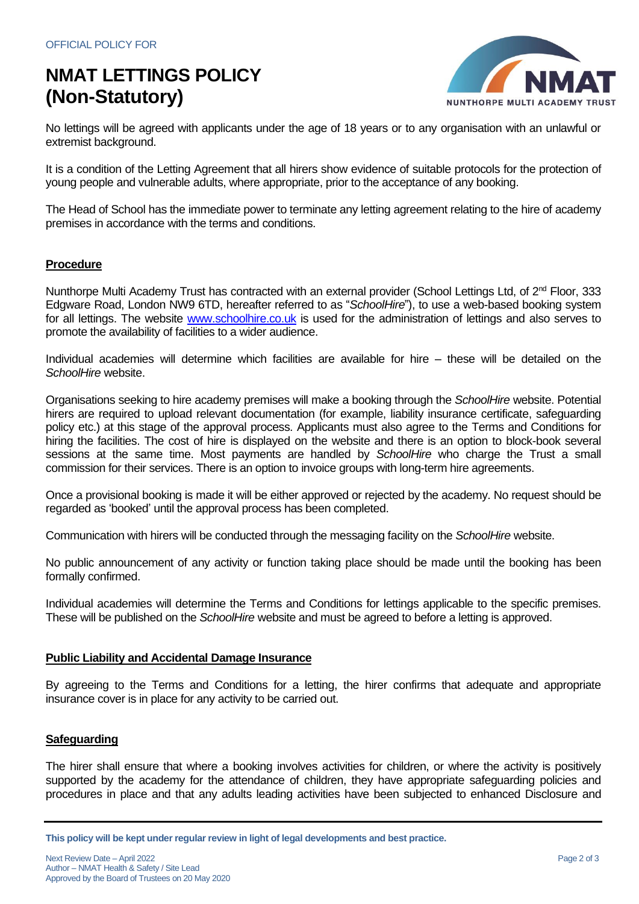No lettings will be agreed with applicants under the age of 18 years or to any organisation with an unlawful or extremist background.

It is a condition of the Letting Agreement that all hirers show evidence of suitable protocols for the protection of young people and vulnerable adults, where appropriate, prior to the acceptance of any booking.

The Head of School has the immediate power to terminate any letting agreement relating to the hire of academy premises in accordance with the terms and conditions.

## Procedure

Nunthorpe Multi Academy Trust has contracted with an external provider (School Lettings Ltd, of 2nd Floor, 333 Edgware Road, London NW9 6TD, hereafter referred to as "*SchoolHire*"), to use a web-based booking system for all lettings. The website www.schoolhire.co.uk is used for the administration of lettings and also serves to promote the availability of facilities to a wider audience.

Individual academies will determine which facilities are available for hire – these will be detailed on the *SchoolHire* website.

Organisations seeking to hire academy premises will make a booking through the *SchoolHire* website. Potential hirers are required to upload relevant documentation (for example, liability insurance certificate, safeguarding policy etc.) at this stage of the approval process. Applicants must also agree to the Terms and Conditions for hiring the facilities. The cost of hire is displayed on the website and there is an option to block-book several sessions at the same time. Most payments are handled by *SchoolHire* who charge the Trust a small commission for their services. There is an option to invoice groups with long-term hire agreements.

Once a provisional booking is made it will be either approved or rejected by the academy. No request should be regarded as 'booked' until the approval process has been completed.

Communication with hirers will be conducted through the messaging facility on the *SchoolHire* website.

No public announcement of any activity or function taking place should be made until the booking has been formally confirmed.

Individual academies will determine the Terms and Conditions for lettings applicable to the specific premises. These will be published on the *SchoolHire* website and must be agreed to before a letting is approved.

## Public Liability and Accidental Damage Insurance

By agreeing to the Terms and Conditions for a letting, the hirer confirms that adequate and appropriate insurance cover is in place for any activity to be carried out.

## Safeguarding

The hirer shall ensure that where a booking involves activities for children, or where the activity is positively supported by the academy for the attendance of children, they have appropriate safeguarding policies and procedures in place and that any adults leading activities have been subjected to enhanced Disclosure and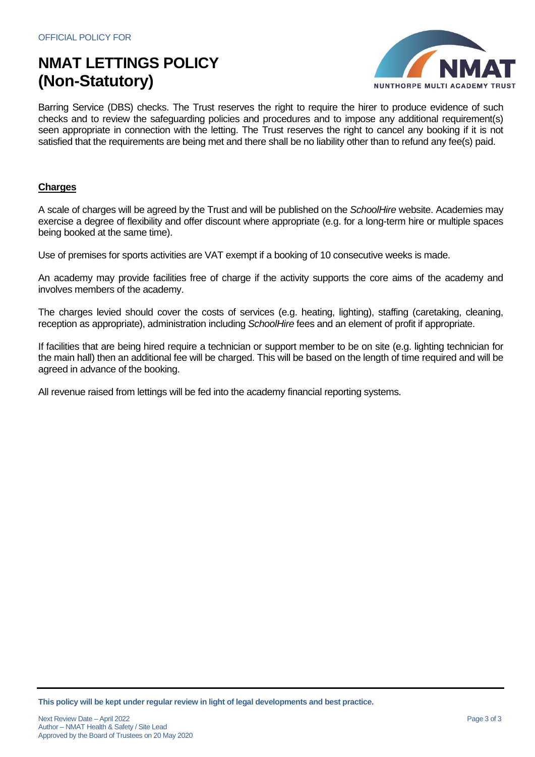Barring Service (DBS) checks. The Trust reserves the right to require the hirer to produce evidence of such checks and to review the safeguarding policies and procedures and to impose any additional requirement(s) seen appropriate in connection with the letting. The Trust reserves the right to cancel any booking if it is not satisfied that the requirements are being met and there shall be no liability other than to refund any fee(s) paid.

## Charges

A scale of charges will be agreed by the Trust and will be published on the *SchoolHire* website. Academies may exercise a degree of flexibility and offer discount where appropriate (e.g. for a long-term hire or multiple spaces being booked at the same time).

Use of premises for sports activities are VAT exempt if a booking of 10 consecutive weeks is made.

An academy may provide facilities free of charge if the activity supports the core aims of the academy and involves members of the academy.

The charges levied should cover the costs of services (e.g. heating, lighting), staffing (caretaking, cleaning, reception as appropriate), administration including *SchoolHire* fees and an element of profit if appropriate.

If facilities that are being hired require a technician or support member to be on site (e.g. lighting technician for the main hall) then an additional fee will be charged. This will be based on the length of time required and will be agreed in advance of the booking.

All revenue raised from lettings will be fed into the academy financial reporting systems.

**This policy will be kept under regular review in light of legal developments and best practice.**

Next Review Date – April 2022
Author – NMAT Health & Safety / Site Lead
Approved by the Board of Trustees on 20 May 2020